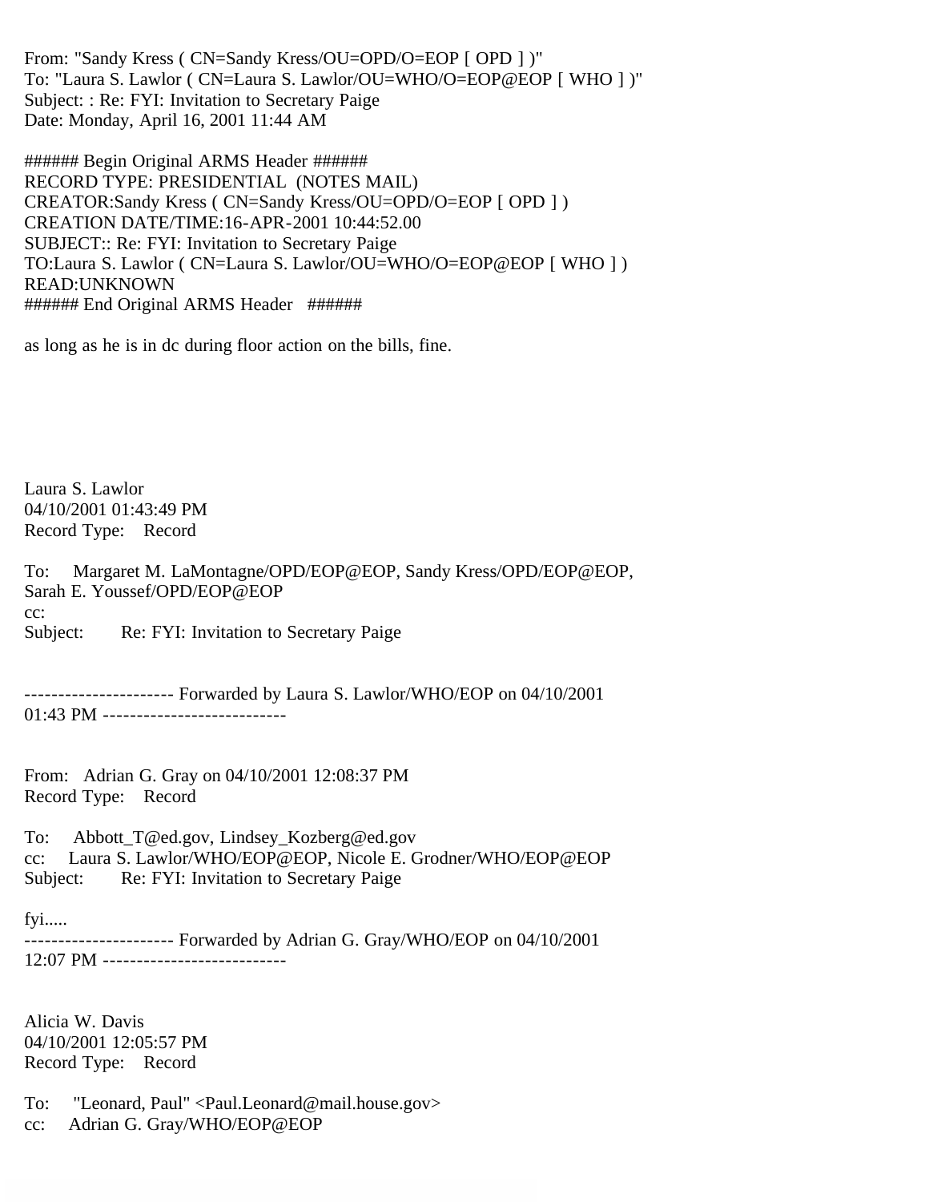From: "Sandy Kress ( CN=Sandy Kress/OU=OPD/O=EOP [ OPD ] )"
To: "Laura S. Lawlor ( CN=Laura S. Lawlor/OU=WHO/O=EOP@EOP [ WHO ] )"
Subject: : Re: FYI: Invitation to Secretary Paige
Date: Monday, April 16, 2001 11:44 AM

###### Begin Original ARMS Header ######
RECORD TYPE: PRESIDENTIAL (NOTES MAIL)
CREATOR:Sandy Kress ( CN=Sandy Kress/OU=OPD/O=EOP [ OPD ] )
CREATION DATE/TIME:16-APR-2001 10:44:52.00
SUBJECT:: Re: FYI: Invitation to Secretary Paige
TO:Laura S. Lawlor ( CN=Laura S. Lawlor/OU=WHO/O=EOP@EOP [ WHO ] )
READ:UNKNOWN
###### End Original ARMS Header ######

as long as he is in dc during floor action on the bills, fine.

Laura S. Lawlor
04/10/2001 01:43:49 PM
Record Type: Record

To: Margaret M. LaMontagne/OPD/EOP@EOP, Sandy Kress/OPD/EOP@EOP, Sarah E. Youssef/OPD/EOP@EOP
cc:
Subject: Re: FYI: Invitation to Secretary Paige

---------------------- Forwarded by Laura S. Lawlor/WHO/EOP on 04/10/2001 01:43 PM ---------------------------

From: Adrian G. Gray on 04/10/2001 12:08:37 PM
Record Type: Record

To: Abbott_T@ed.gov, Lindsey_Kozberg@ed.gov
cc: Laura S. Lawlor/WHO/EOP@EOP, Nicole E. Grodner/WHO/EOP@EOP
Subject: Re: FYI: Invitation to Secretary Paige

fyi.....
---------------------- Forwarded by Adrian G. Gray/WHO/EOP on 04/10/2001 12:07 PM ---------------------------

Alicia W. Davis
04/10/2001 12:05:57 PM
Record Type: Record

To: "Leonard, Paul" <Paul.Leonard@mail.house.gov>
cc: Adrian G. Gray/WHO/EOP@EOP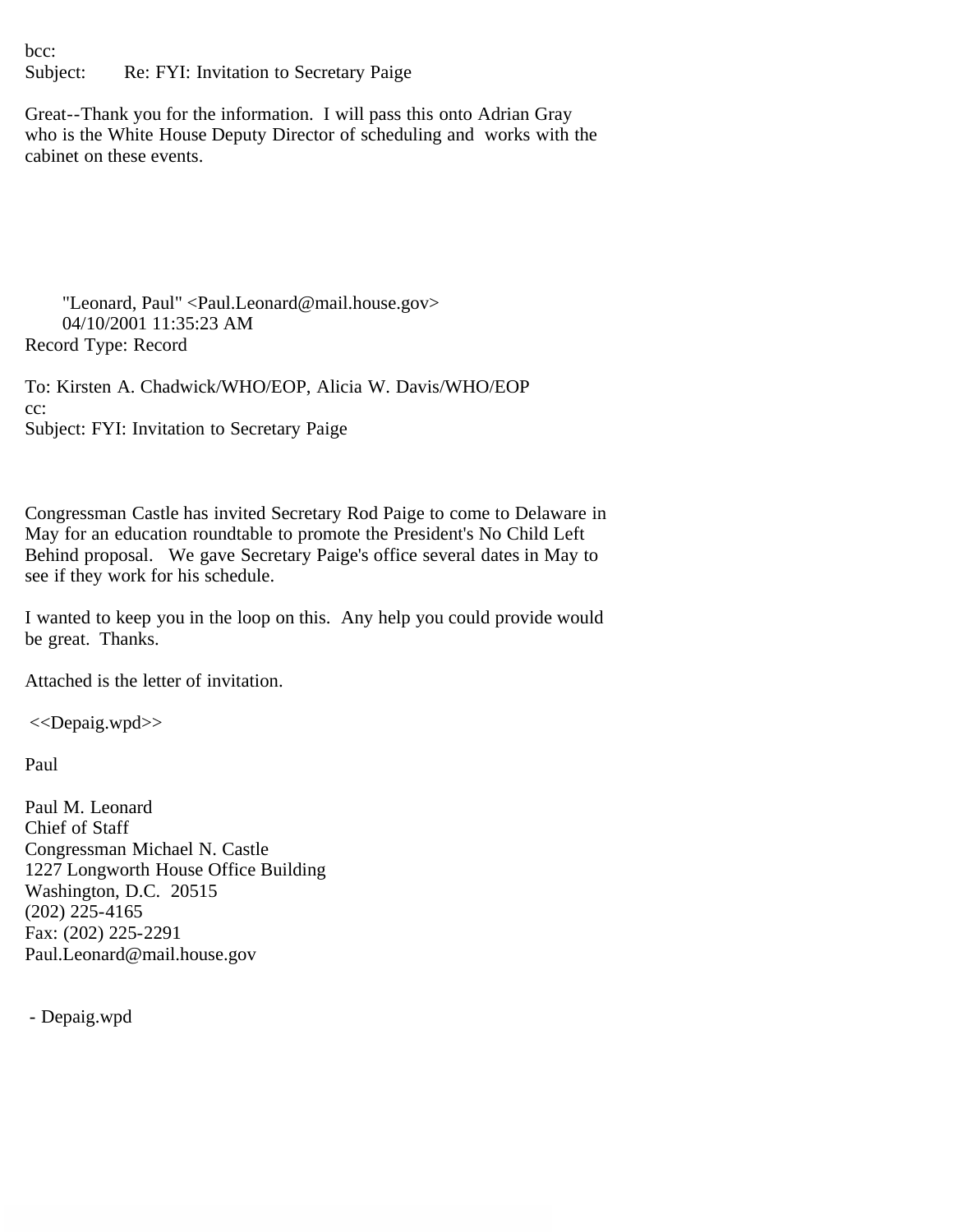bcc:
Subject: Re: FYI: Invitation to Secretary Paige

Great--Thank you for the information. I will pass this onto Adrian Gray who is the White House Deputy Director of scheduling and works with the cabinet on these events.

"Leonard, Paul" <Paul.Leonard@mail.house.gov>
04/10/2001 11:35:23 AM
Record Type: Record

To: Kirsten A. Chadwick/WHO/EOP, Alicia W. Davis/WHO/EOP
cc:
Subject: FYI: Invitation to Secretary Paige

Congressman Castle has invited Secretary Rod Paige to come to Delaware in May for an education roundtable to promote the President's No Child Left Behind proposal. We gave Secretary Paige's office several dates in May to see if they work for his schedule.

I wanted to keep you in the loop on this. Any help you could provide would be great. Thanks.

Attached is the letter of invitation.

<<Depaig.wpd>>

Paul

Paul M. Leonard
Chief of Staff
Congressman Michael N. Castle
1227 Longworth House Office Building
Washington, D.C. 20515
(202) 225-4165
Fax: (202) 225-2291
Paul.Leonard@mail.house.gov

- Depaig.wpd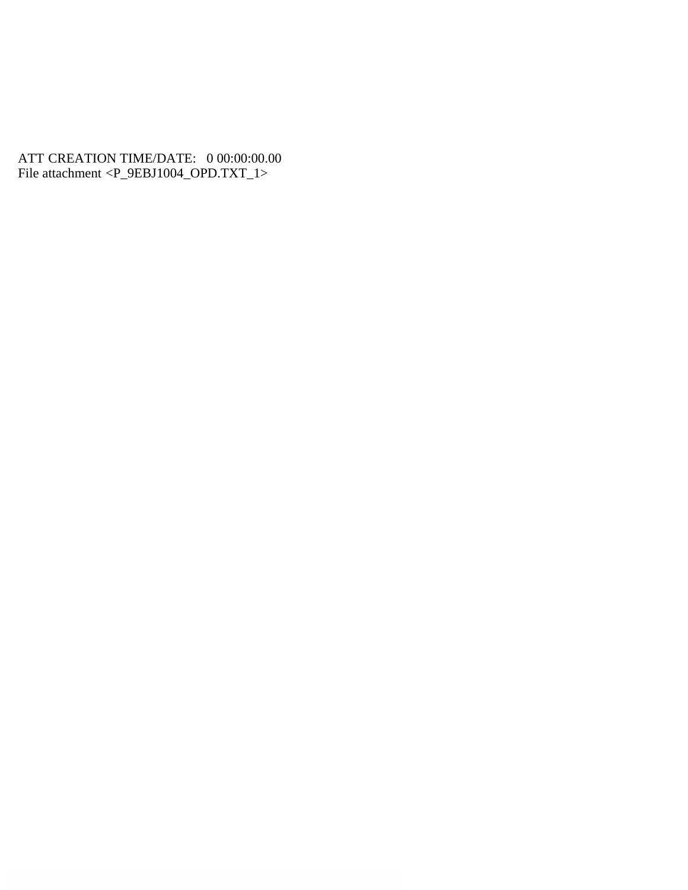ATT CREATION TIME/DATE: 0 00:00:00.00
File attachment <P_9EBJ1004_OPD.TXT_1>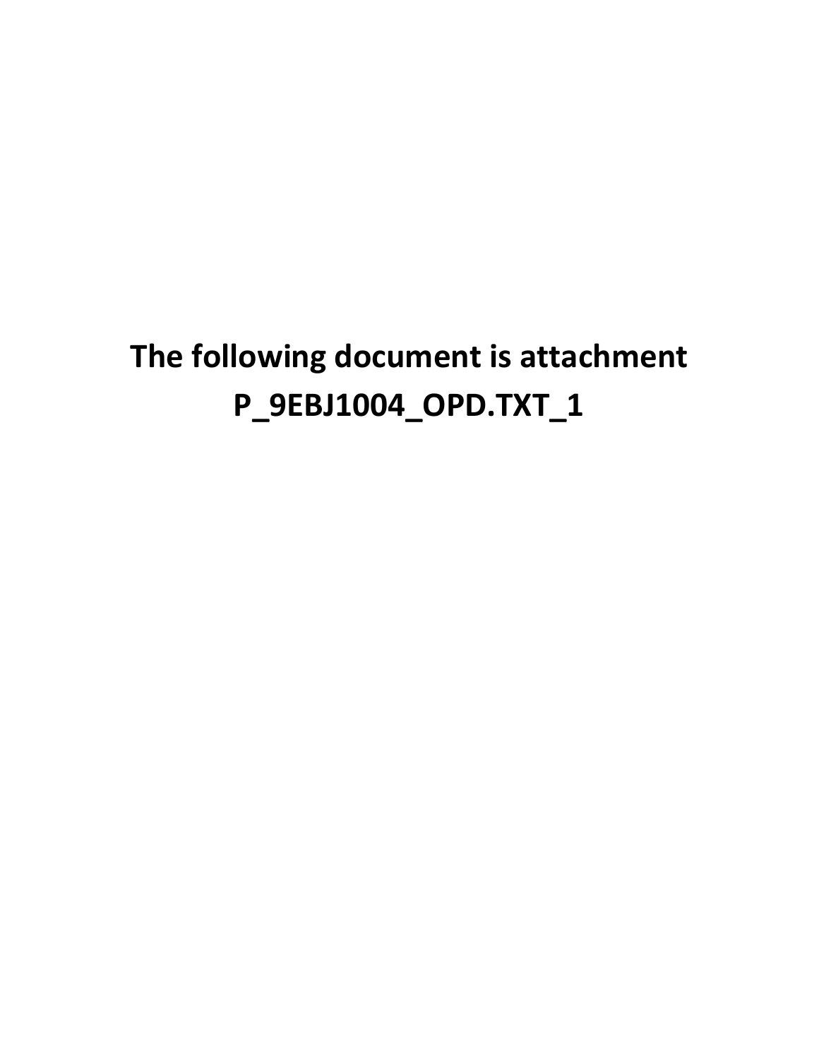**The following document is attachment P_9EBJ1004_OPD.TXT_1**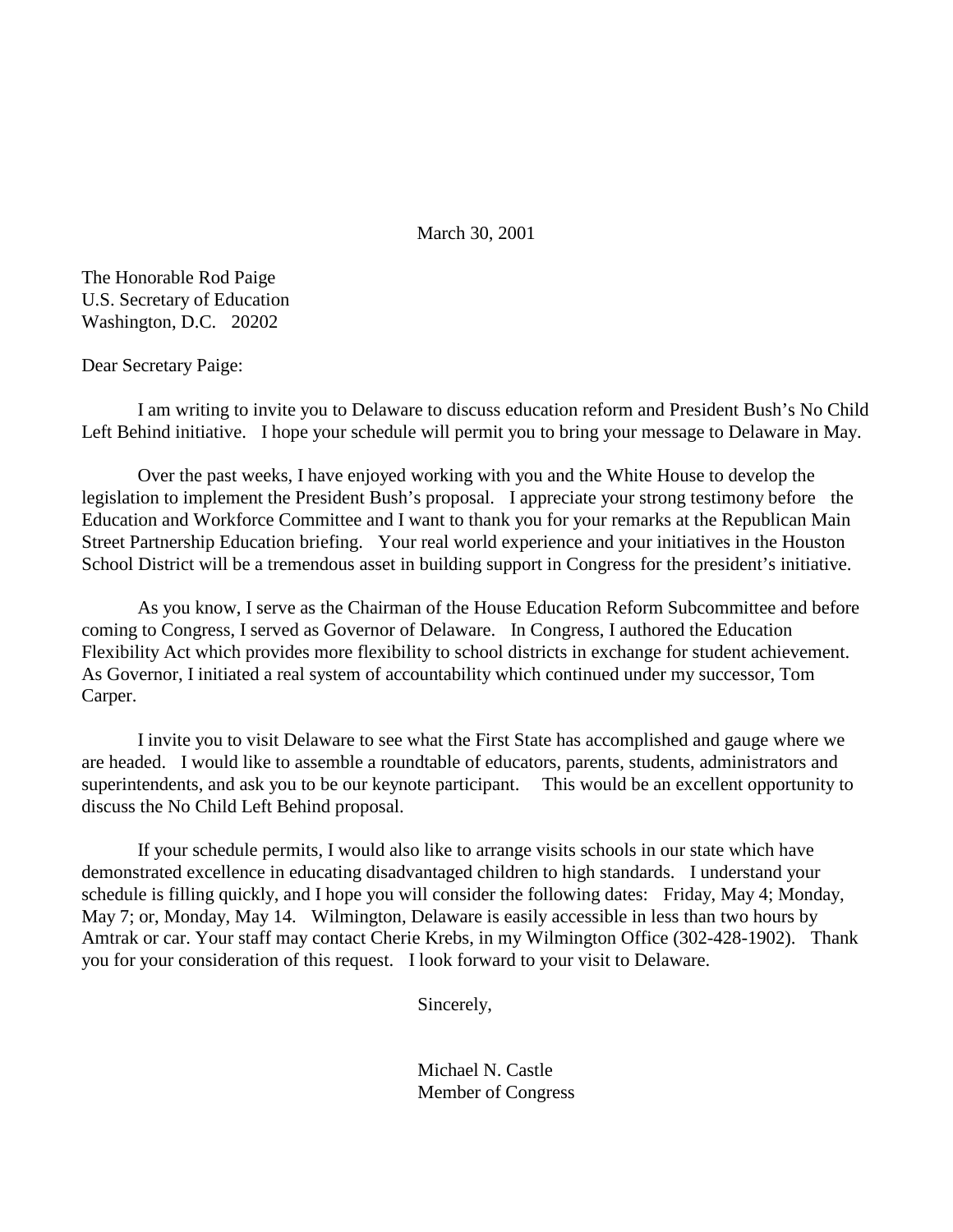March 30, 2001

The Honorable Rod Paige
U.S. Secretary of Education
Washington, D.C. 20202

Dear Secretary Paige:

I am writing to invite you to Delaware to discuss education reform and President Bush's No Child Left Behind initiative. I hope your schedule will permit you to bring your message to Delaware in May.

Over the past weeks, I have enjoyed working with you and the White House to develop the legislation to implement the President Bush's proposal. I appreciate your strong testimony before the Education and Workforce Committee and I want to thank you for your remarks at the Republican Main Street Partnership Education briefing. Your real world experience and your initiatives in the Houston School District will be a tremendous asset in building support in Congress for the president's initiative.

As you know, I serve as the Chairman of the House Education Reform Subcommittee and before coming to Congress, I served as Governor of Delaware. In Congress, I authored the Education Flexibility Act which provides more flexibility to school districts in exchange for student achievement. As Governor, I initiated a real system of accountability which continued under my successor, Tom Carper.

I invite you to visit Delaware to see what the First State has accomplished and gauge where we are headed. I would like to assemble a roundtable of educators, parents, students, administrators and superintendents, and ask you to be our keynote participant. This would be an excellent opportunity to discuss the No Child Left Behind proposal.

If your schedule permits, I would also like to arrange visits schools in our state which have demonstrated excellence in educating disadvantaged children to high standards. I understand your schedule is filling quickly, and I hope you will consider the following dates: Friday, May 4; Monday, May 7; or, Monday, May 14. Wilmington, Delaware is easily accessible in less than two hours by Amtrak or car. Your staff may contact Cherie Krebs, in my Wilmington Office (302-428-1902). Thank you for your consideration of this request. I look forward to your visit to Delaware.

Sincerely,

Michael N. Castle
Member of Congress